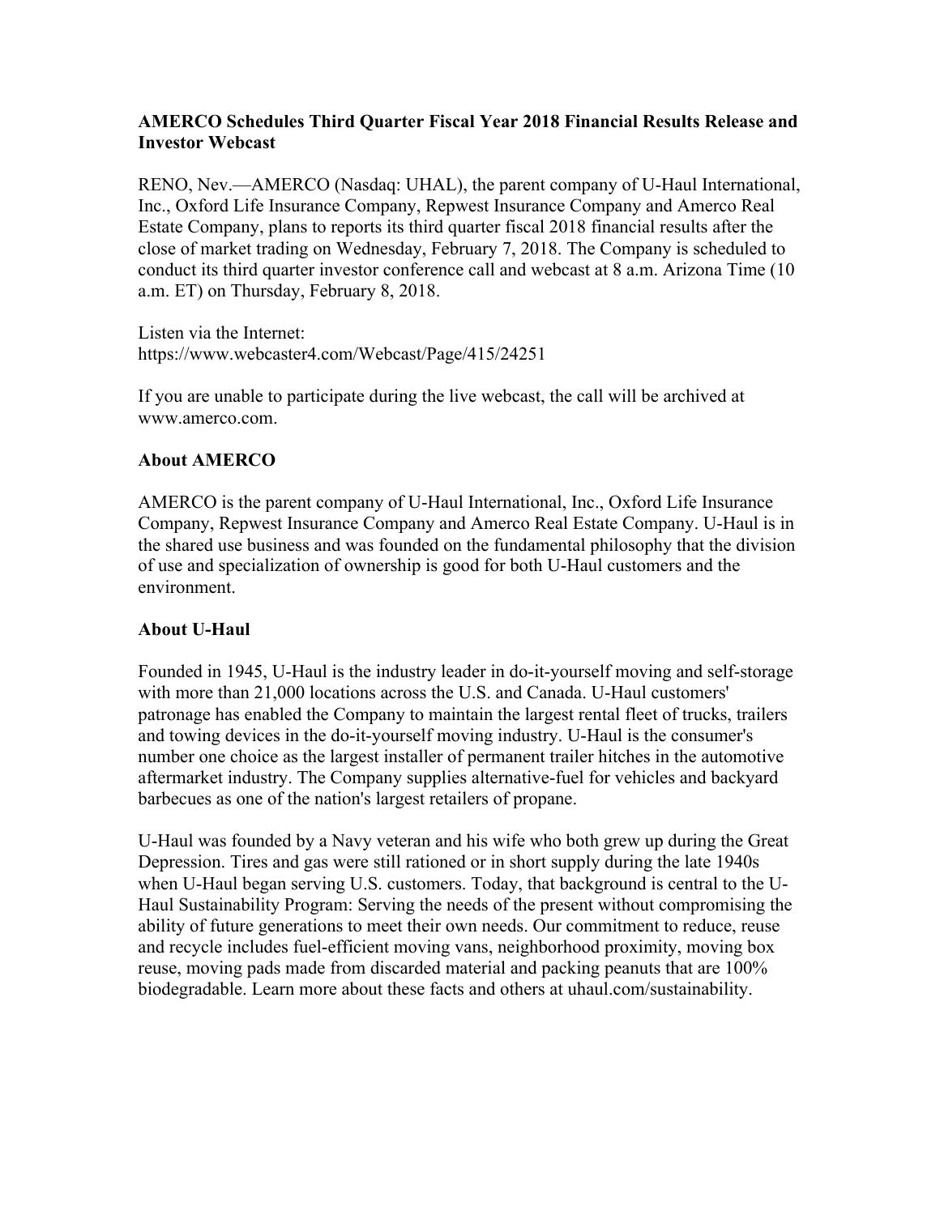**AMERCO Schedules Third Quarter Fiscal Year 2018 Financial Results Release and Investor Webcast**

RENO, Nev.—AMERCO (Nasdaq: UHAL), the parent company of U-Haul International, Inc., Oxford Life Insurance Company, Repwest Insurance Company and Amerco Real Estate Company, plans to reports its third quarter fiscal 2018 financial results after the close of market trading on Wednesday, February 7, 2018. The Company is scheduled to conduct its third quarter investor conference call and webcast at 8 a.m. Arizona Time (10 a.m. ET) on Thursday, February 8, 2018.

Listen via the Internet:
https://www.webcaster4.com/Webcast/Page/415/24251

If you are unable to participate during the live webcast, the call will be archived at www.amerco.com.

**About AMERCO**

AMERCO is the parent company of U-Haul International, Inc., Oxford Life Insurance Company, Repwest Insurance Company and Amerco Real Estate Company. U-Haul is in the shared use business and was founded on the fundamental philosophy that the division of use and specialization of ownership is good for both U-Haul customers and the environment.

**About U-Haul**

Founded in 1945, U-Haul is the industry leader in do-it-yourself moving and self-storage with more than 21,000 locations across the U.S. and Canada. U-Haul customers' patronage has enabled the Company to maintain the largest rental fleet of trucks, trailers and towing devices in the do-it-yourself moving industry. U-Haul is the consumer's number one choice as the largest installer of permanent trailer hitches in the automotive aftermarket industry. The Company supplies alternative-fuel for vehicles and backyard barbecues as one of the nation's largest retailers of propane.

U-Haul was founded by a Navy veteran and his wife who both grew up during the Great Depression. Tires and gas were still rationed or in short supply during the late 1940s when U-Haul began serving U.S. customers. Today, that background is central to the U-Haul Sustainability Program: Serving the needs of the present without compromising the ability of future generations to meet their own needs. Our commitment to reduce, reuse and recycle includes fuel-efficient moving vans, neighborhood proximity, moving box reuse, moving pads made from discarded material and packing peanuts that are 100% biodegradable. Learn more about these facts and others at uhaul.com/sustainability.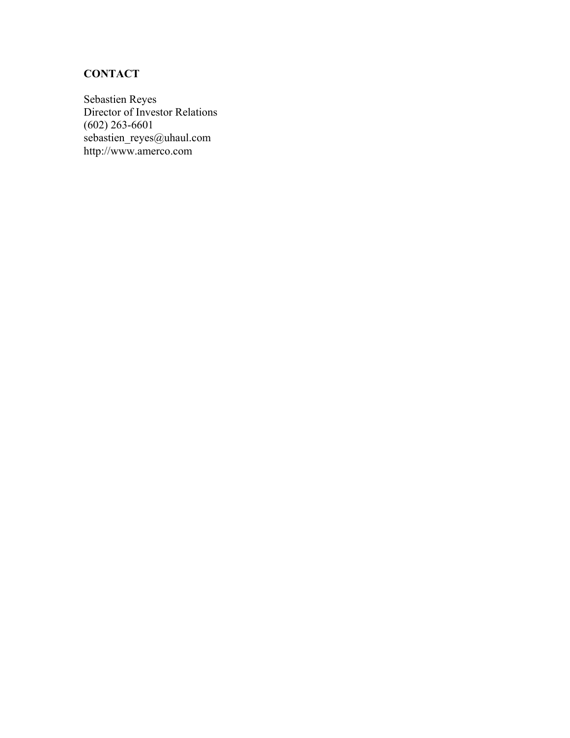**CONTACT**

Sebastien Reyes
Director of Investor Relations
(602) 263-6601
sebastien_reyes@uhaul.com
http://www.amerco.com